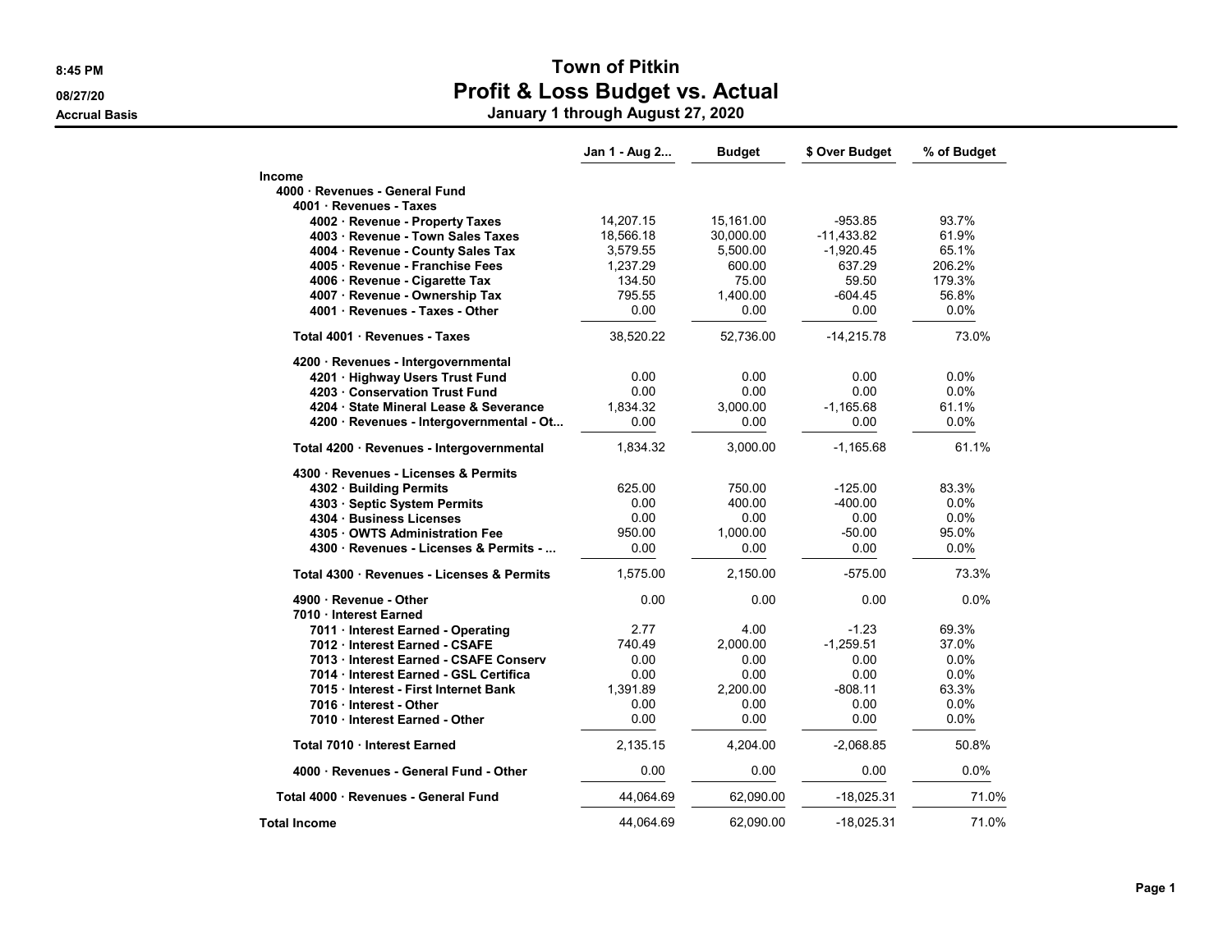# Town of Pitkin

## Profit & Loss Budget vs. Actual

### January 1 through August 27, 2020

8:45 PM
08/27/20
Accrual Basis

| | Jan 1 - Aug 2... | Budget | $ Over Budget | % of Budget |
|---|---|---|---|---|
| **Income** | | | | |
| **4000 · Revenues - General Fund** | | | | |
| **4001 · Revenues - Taxes** | | | | |
| **4002 · Revenue - Property Taxes** | 14,207.15 | 15,161.00 | -953.85 | 93.7% |
| **4003 · Revenue - Town Sales Taxes** | 18,566.18 | 30,000.00 | -11,433.82 | 61.9% |
| **4004 · Revenue - County Sales Tax** | 3,579.55 | 5,500.00 | -1,920.45 | 65.1% |
| **4005 · Revenue - Franchise Fees** | 1,237.29 | 600.00 | 637.29 | 206.2% |
| **4006 · Revenue - Cigarette Tax** | 134.50 | 75.00 | 59.50 | 179.3% |
| **4007 · Revenue - Ownership Tax** | 795.55 | 1,400.00 | -604.45 | 56.8% |
| **4001 · Revenues - Taxes - Other** | 0.00 | 0.00 | 0.00 | 0.0% |
| **Total 4001 · Revenues - Taxes** | 38,520.22 | 52,736.00 | -14,215.78 | 73.0% |
| **4200 · Revenues - Intergovernmental** | | | | |
| **4201 · Highway Users Trust Fund** | 0.00 | 0.00 | 0.00 | 0.0% |
| **4203 · Conservation Trust Fund** | 0.00 | 0.00 | 0.00 | 0.0% |
| **4204 · State Mineral Lease & Severance** | 1,834.32 | 3,000.00 | -1,165.68 | 61.1% |
| **4200 · Revenues - Intergovernmental - Ot...** | 0.00 | 0.00 | 0.00 | 0.0% |
| **Total 4200 · Revenues - Intergovernmental** | 1,834.32 | 3,000.00 | -1,165.68 | 61.1% |
| **4300 · Revenues - Licenses & Permits** | | | | |
| **4302 · Building Permits** | 625.00 | 750.00 | -125.00 | 83.3% |
| **4303 · Septic System Permits** | 0.00 | 400.00 | -400.00 | 0.0% |
| **4304 · Business Licenses** | 0.00 | 0.00 | 0.00 | 0.0% |
| **4305 · OWTS Administration Fee** | 950.00 | 1,000.00 | -50.00 | 95.0% |
| **4300 · Revenues - Licenses & Permits - ...** | 0.00 | 0.00 | 0.00 | 0.0% |
| **Total 4300 · Revenues - Licenses & Permits** | 1,575.00 | 2,150.00 | -575.00 | 73.3% |
| **4900 · Revenue - Other** | 0.00 | 0.00 | 0.00 | 0.0% |
| **7010 · Interest Earned** | | | | |
| **7011 · Interest Earned - Operating** | 2.77 | 4.00 | -1.23 | 69.3% |
| **7012 · Interest Earned - CSAFE** | 740.49 | 2,000.00 | -1,259.51 | 37.0% |
| **7013 · Interest Earned - CSAFE Conserv** | 0.00 | 0.00 | 0.00 | 0.0% |
| **7014 · Interest Earned - GSL Certifica** | 0.00 | 0.00 | 0.00 | 0.0% |
| **7015 · Interest - First Internet Bank** | 1,391.89 | 2,200.00 | -808.11 | 63.3% |
| **7016 · Interest - Other** | 0.00 | 0.00 | 0.00 | 0.0% |
| **7010 · Interest Earned - Other** | 0.00 | 0.00 | 0.00 | 0.0% |
| **Total 7010 · Interest Earned** | 2,135.15 | 4,204.00 | -2,068.85 | 50.8% |
| **4000 · Revenues - General Fund - Other** | 0.00 | 0.00 | 0.00 | 0.0% |
| **Total 4000 · Revenues - General Fund** | 44,064.69 | 62,090.00 | -18,025.31 | 71.0% |
| **Total Income** | 44,064.69 | 62,090.00 | -18,025.31 | 71.0% |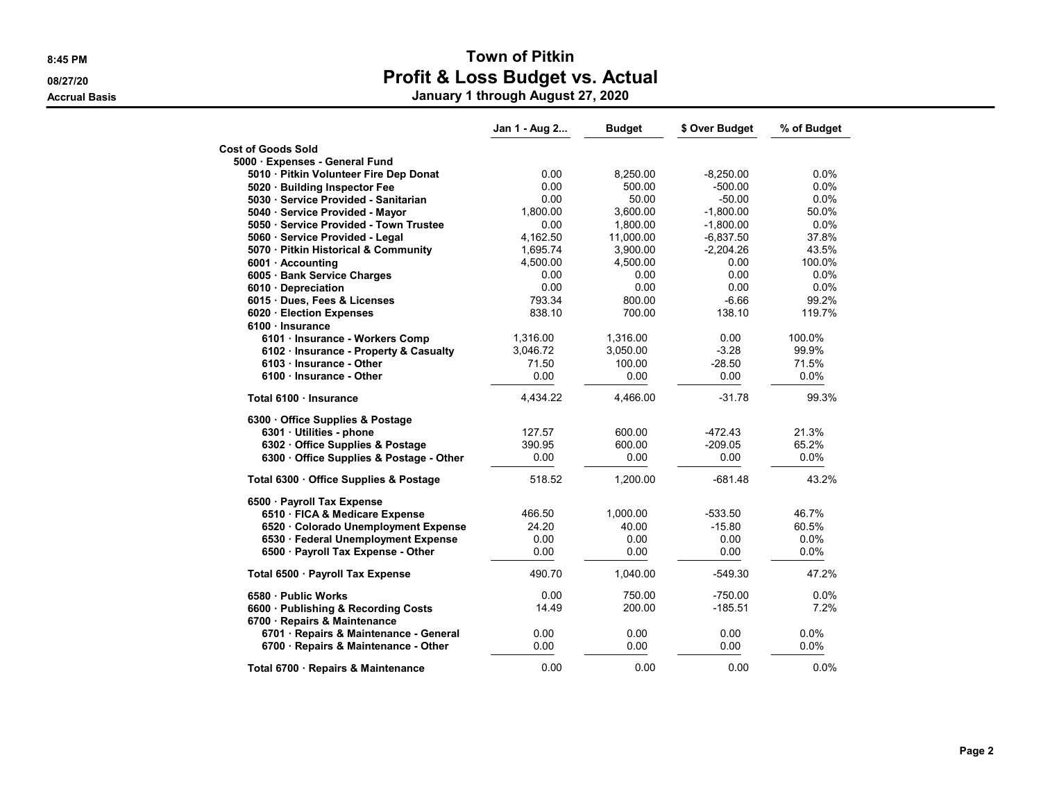# Town of Pitkin
## Profit & Loss Budget vs. Actual
### January 1 through August 27, 2020

Accrual Basis

| | Jan 1 - Aug 2... | Budget | $ Over Budget | % of Budget |
|---|---|---|---|---|
| **Cost of Goods Sold** | | | | |
| **5000 · Expenses - General Fund** | | | | |
| **5010 · Pitkin Volunteer Fire Dep Donat** | 0.00 | 8,250.00 | -8,250.00 | 0.0% |
| **5020 · Building Inspector Fee** | 0.00 | 500.00 | -500.00 | 0.0% |
| **5030 · Service Provided - Sanitarian** | 0.00 | 50.00 | -50.00 | 0.0% |
| **5040 · Service Provided - Mayor** | 1,800.00 | 3,600.00 | -1,800.00 | 50.0% |
| **5050 · Service Provided - Town Trustee** | 0.00 | 1,800.00 | -1,800.00 | 0.0% |
| **5060 · Service Provided - Legal** | 4,162.50 | 11,000.00 | -6,837.50 | 37.8% |
| **5070 · Pitkin Historical & Community** | 1,695.74 | 3,900.00 | -2,204.26 | 43.5% |
| **6001 · Accounting** | 4,500.00 | 4,500.00 | 0.00 | 100.0% |
| **6005 · Bank Service Charges** | 0.00 | 0.00 | 0.00 | 0.0% |
| **6010 · Depreciation** | 0.00 | 0.00 | 0.00 | 0.0% |
| **6015 · Dues, Fees & Licenses** | 793.34 | 800.00 | -6.66 | 99.2% |
| **6020 · Election Expenses** | 838.10 | 700.00 | 138.10 | 119.7% |
| **6100 · Insurance** | | | | |
| **6101 · Insurance - Workers Comp** | 1,316.00 | 1,316.00 | 0.00 | 100.0% |
| **6102 · Insurance - Property & Casualty** | 3,046.72 | 3,050.00 | -3.28 | 99.9% |
| **6103 · Insurance - Other** | 71.50 | 100.00 | -28.50 | 71.5% |
| **6100 · Insurance - Other** | 0.00 | 0.00 | 0.00 | 0.0% |
| **Total 6100 · Insurance** | 4,434.22 | 4,466.00 | -31.78 | 99.3% |
| **6300 · Office Supplies & Postage** | | | | |
| **6301 · Utilities - phone** | 127.57 | 600.00 | -472.43 | 21.3% |
| **6302 · Office Supplies & Postage** | 390.95 | 600.00 | -209.05 | 65.2% |
| **6300 · Office Supplies & Postage - Other** | 0.00 | 0.00 | 0.00 | 0.0% |
| **Total 6300 · Office Supplies & Postage** | 518.52 | 1,200.00 | -681.48 | 43.2% |
| **6500 · Payroll Tax Expense** | | | | |
| **6510 · FICA & Medicare Expense** | 466.50 | 1,000.00 | -533.50 | 46.7% |
| **6520 · Colorado Unemployment Expense** | 24.20 | 40.00 | -15.80 | 60.5% |
| **6530 · Federal Unemployment Expense** | 0.00 | 0.00 | 0.00 | 0.0% |
| **6500 · Payroll Tax Expense - Other** | 0.00 | 0.00 | 0.00 | 0.0% |
| **Total 6500 · Payroll Tax Expense** | 490.70 | 1,040.00 | -549.30 | 47.2% |
| **6580 · Public Works** | 0.00 | 750.00 | -750.00 | 0.0% |
| **6600 · Publishing & Recording Costs** | 14.49 | 200.00 | -185.51 | 7.2% |
| **6700 · Repairs & Maintenance** | | | | |
| **6701 · Repairs & Maintenance - General** | 0.00 | 0.00 | 0.00 | 0.0% |
| **6700 · Repairs & Maintenance - Other** | 0.00 | 0.00 | 0.00 | 0.0% |
| **Total 6700 · Repairs & Maintenance** | 0.00 | 0.00 | 0.00 | 0.0% |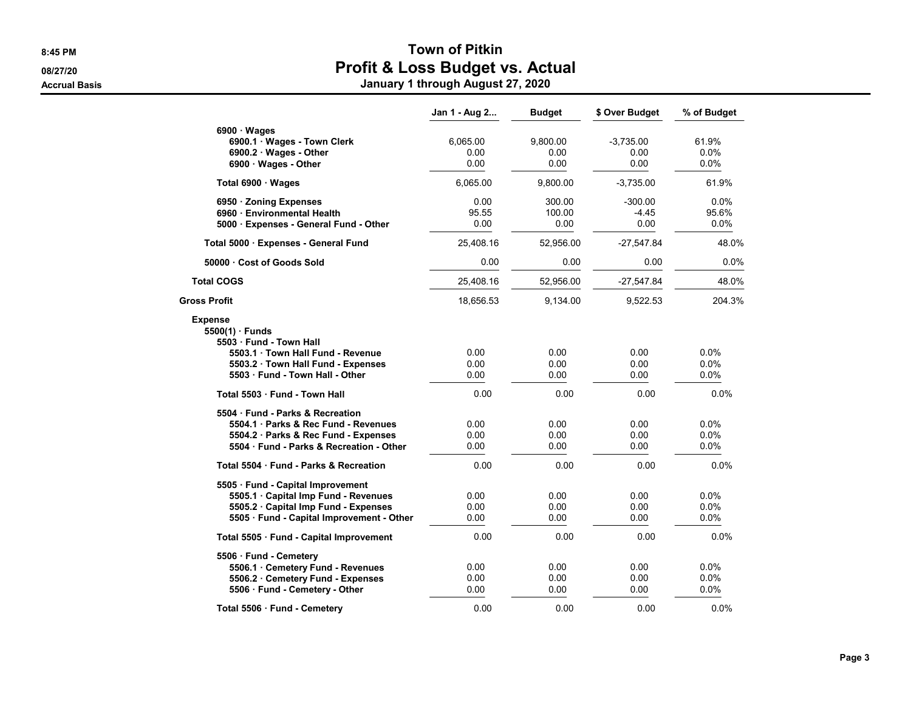# Town of Pitkin
## Profit & Loss Budget vs. Actual
### January 1 through August 27, 2020

8:45 PM
08/27/20
Accrual Basis

| | Jan 1 - Aug 2... | Budget | $ Over Budget | % of Budget |
|---|---|---|---|---|
| 6900 · Wages | | | | |
| 6900.1 · Wages - Town Clerk | 6,065.00 | 9,800.00 | -3,735.00 | 61.9% |
| 6900.2 · Wages - Other | 0.00 | 0.00 | 0.00 | 0.0% |
| 6900 · Wages - Other | 0.00 | 0.00 | 0.00 | 0.0% |
| Total 6900 · Wages | 6,065.00 | 9,800.00 | -3,735.00 | 61.9% |
| 6950 · Zoning Expenses | 0.00 | 300.00 | -300.00 | 0.0% |
| 6960 · Environmental Health | 95.55 | 100.00 | -4.45 | 95.6% |
| 5000 · Expenses - General Fund - Other | 0.00 | 0.00 | 0.00 | 0.0% |
| Total 5000 · Expenses - General Fund | 25,408.16 | 52,956.00 | -27,547.84 | 48.0% |
| 50000 · Cost of Goods Sold | 0.00 | 0.00 | 0.00 | 0.0% |
| Total COGS | 25,408.16 | 52,956.00 | -27,547.84 | 48.0% |
| Gross Profit | 18,656.53 | 9,134.00 | 9,522.53 | 204.3% |
| Expense | | | | |
| 5500(1) · Funds | | | | |
| 5503 · Fund - Town Hall | | | | |
| 5503.1 · Town Hall Fund - Revenue | 0.00 | 0.00 | 0.00 | 0.0% |
| 5503.2 · Town Hall Fund - Expenses | 0.00 | 0.00 | 0.00 | 0.0% |
| 5503 · Fund - Town Hall - Other | 0.00 | 0.00 | 0.00 | 0.0% |
| Total 5503 · Fund - Town Hall | 0.00 | 0.00 | 0.00 | 0.0% |
| 5504 · Fund - Parks & Recreation | | | | |
| 5504.1 · Parks & Rec Fund - Revenues | 0.00 | 0.00 | 0.00 | 0.0% |
| 5504.2 · Parks & Rec Fund - Expenses | 0.00 | 0.00 | 0.00 | 0.0% |
| 5504 · Fund - Parks & Recreation - Other | 0.00 | 0.00 | 0.00 | 0.0% |
| Total 5504 · Fund - Parks & Recreation | 0.00 | 0.00 | 0.00 | 0.0% |
| 5505 · Fund - Capital Improvement | | | | |
| 5505.1 · Capital Imp Fund - Revenues | 0.00 | 0.00 | 0.00 | 0.0% |
| 5505.2 · Capital Imp Fund - Expenses | 0.00 | 0.00 | 0.00 | 0.0% |
| 5505 · Fund - Capital Improvement - Other | 0.00 | 0.00 | 0.00 | 0.0% |
| Total 5505 · Fund - Capital Improvement | 0.00 | 0.00 | 0.00 | 0.0% |
| 5506 · Fund - Cemetery | | | | |
| 5506.1 · Cemetery Fund - Revenues | 0.00 | 0.00 | 0.00 | 0.0% |
| 5506.2 · Cemetery Fund - Expenses | 0.00 | 0.00 | 0.00 | 0.0% |
| 5506 · Fund - Cemetery - Other | 0.00 | 0.00 | 0.00 | 0.0% |
| Total 5506 · Fund - Cemetery | 0.00 | 0.00 | 0.00 | 0.0% |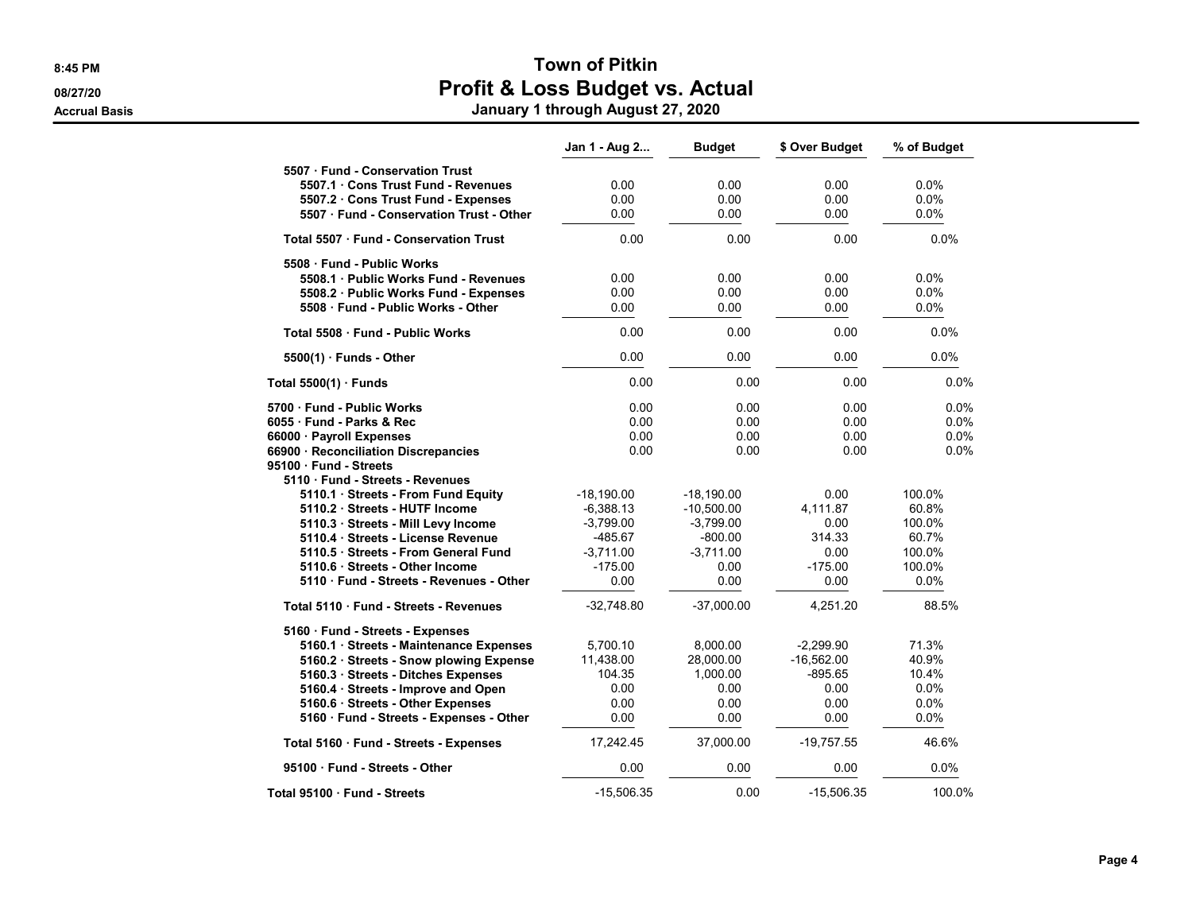# Town of Pitkin
## Profit & Loss Budget vs. Actual
### January 1 through August 27, 2020

Accrual Basis

| | Jan 1 - Aug 2... | Budget | $ Over Budget | % of Budget |
|---|---|---|---|---|
| **5507 · Fund - Conservation Trust** | | | | |
| **5507.1 · Cons Trust Fund - Revenues** | 0.00 | 0.00 | 0.00 | 0.0% |
| **5507.2 · Cons Trust Fund - Expenses** | 0.00 | 0.00 | 0.00 | 0.0% |
| **5507 · Fund - Conservation Trust - Other** | 0.00 | 0.00 | 0.00 | 0.0% |
| **Total 5507 · Fund - Conservation Trust** | 0.00 | 0.00 | 0.00 | 0.0% |
| **5508 · Fund - Public Works** | | | | |
| **5508.1 · Public Works Fund - Revenues** | 0.00 | 0.00 | 0.00 | 0.0% |
| **5508.2 · Public Works Fund - Expenses** | 0.00 | 0.00 | 0.00 | 0.0% |
| **5508 · Fund - Public Works - Other** | 0.00 | 0.00 | 0.00 | 0.0% |
| **Total 5508 · Fund - Public Works** | 0.00 | 0.00 | 0.00 | 0.0% |
| **5500(1) · Funds - Other** | 0.00 | 0.00 | 0.00 | 0.0% |
| **Total 5500(1) · Funds** | 0.00 | 0.00 | 0.00 | 0.0% |
| **5700 · Fund - Public Works** | 0.00 | 0.00 | 0.00 | 0.0% |
| **6055 · Fund - Parks & Rec** | 0.00 | 0.00 | 0.00 | 0.0% |
| **66000 · Payroll Expenses** | 0.00 | 0.00 | 0.00 | 0.0% |
| **66900 · Reconciliation Discrepancies** | 0.00 | 0.00 | 0.00 | 0.0% |
| **95100 · Fund - Streets** | | | | |
| **5110 · Fund - Streets - Revenues** | | | | |
| **5110.1 · Streets - From Fund Equity** | -18,190.00 | -18,190.00 | 0.00 | 100.0% |
| **5110.2 · Streets - HUTF Income** | -6,388.13 | -10,500.00 | 4,111.87 | 60.8% |
| **5110.3 · Streets - Mill Levy Income** | -3,799.00 | -3,799.00 | 0.00 | 100.0% |
| **5110.4 · Streets - License Revenue** | -485.67 | -800.00 | 314.33 | 60.7% |
| **5110.5 · Streets - From General Fund** | -3,711.00 | -3,711.00 | 0.00 | 100.0% |
| **5110.6 · Streets - Other Income** | -175.00 | 0.00 | -175.00 | 100.0% |
| **5110 · Fund - Streets - Revenues - Other** | 0.00 | 0.00 | 0.00 | 0.0% |
| **Total 5110 · Fund - Streets - Revenues** | -32,748.80 | -37,000.00 | 4,251.20 | 88.5% |
| **5160 · Fund - Streets - Expenses** | | | | |
| **5160.1 · Streets - Maintenance Expenses** | 5,700.10 | 8,000.00 | -2,299.90 | 71.3% |
| **5160.2 · Streets - Snow plowing Expense** | 11,438.00 | 28,000.00 | -16,562.00 | 40.9% |
| **5160.3 · Streets - Ditches Expenses** | 104.35 | 1,000.00 | -895.65 | 10.4% |
| **5160.4 · Streets - Improve and Open** | 0.00 | 0.00 | 0.00 | 0.0% |
| **5160.6 · Streets - Other Expenses** | 0.00 | 0.00 | 0.00 | 0.0% |
| **5160 · Fund - Streets - Expenses - Other** | 0.00 | 0.00 | 0.00 | 0.0% |
| **Total 5160 · Fund - Streets - Expenses** | 17,242.45 | 37,000.00 | -19,757.55 | 46.6% |
| **95100 · Fund - Streets - Other** | 0.00 | 0.00 | 0.00 | 0.0% |
| **Total 95100 · Fund - Streets** | -15,506.35 | 0.00 | -15,506.35 | 100.0% |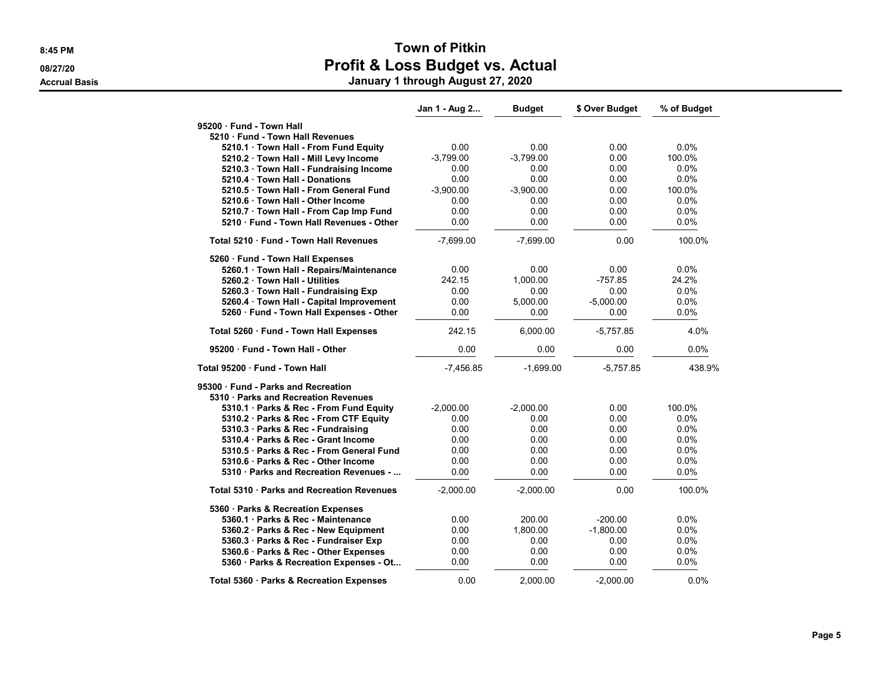# Town of Pitkin

## Profit & Loss Budget vs. Actual

### January 1 through August 27, 2020

8:45 PM
08/27/20
Accrual Basis

| | Jan 1 - Aug 2... | Budget | $ Over Budget | % of Budget |
|---|---|---|---|---|
| **95200 · Fund - Town Hall** | | | | |
| **5210 · Fund - Town Hall Revenues** | | | | |
| **5210.1 · Town Hall - From Fund Equity** | 0.00 | 0.00 | 0.00 | 0.0% |
| **5210.2 · Town Hall - Mill Levy Income** | -3,799.00 | -3,799.00 | 0.00 | 100.0% |
| **5210.3 · Town Hall - Fundraising Income** | 0.00 | 0.00 | 0.00 | 0.0% |
| **5210.4 · Town Hall - Donations** | 0.00 | 0.00 | 0.00 | 0.0% |
| **5210.5 · Town Hall - From General Fund** | -3,900.00 | -3,900.00 | 0.00 | 100.0% |
| **5210.6 · Town Hall - Other Income** | 0.00 | 0.00 | 0.00 | 0.0% |
| **5210.7 · Town Hall - From Cap Imp Fund** | 0.00 | 0.00 | 0.00 | 0.0% |
| **5210 · Fund - Town Hall Revenues - Other** | 0.00 | 0.00 | 0.00 | 0.0% |
| **Total 5210 · Fund - Town Hall Revenues** | -7,699.00 | -7,699.00 | 0.00 | 100.0% |
| **5260 · Fund - Town Hall Expenses** | | | | |
| **5260.1 · Town Hall - Repairs/Maintenance** | 0.00 | 0.00 | 0.00 | 0.0% |
| **5260.2 · Town Hall - Utilities** | 242.15 | 1,000.00 | -757.85 | 24.2% |
| **5260.3 · Town Hall - Fundraising Exp** | 0.00 | 0.00 | 0.00 | 0.0% |
| **5260.4 · Town Hall - Capital Improvement** | 0.00 | 5,000.00 | -5,000.00 | 0.0% |
| **5260 · Fund - Town Hall Expenses - Other** | 0.00 | 0.00 | 0.00 | 0.0% |
| **Total 5260 · Fund - Town Hall Expenses** | 242.15 | 6,000.00 | -5,757.85 | 4.0% |
| **95200 · Fund - Town Hall - Other** | 0.00 | 0.00 | 0.00 | 0.0% |
| **Total 95200 · Fund - Town Hall** | -7,456.85 | -1,699.00 | -5,757.85 | 438.9% |
| **95300 · Fund - Parks and Recreation** | | | | |
| **5310 · Parks and Recreation Revenues** | | | | |
| **5310.1 · Parks & Rec - From Fund Equity** | -2,000.00 | -2,000.00 | 0.00 | 100.0% |
| **5310.2 · Parks & Rec - From CTF Equity** | 0.00 | 0.00 | 0.00 | 0.0% |
| **5310.3 · Parks & Rec - Fundraising** | 0.00 | 0.00 | 0.00 | 0.0% |
| **5310.4 · Parks & Rec - Grant Income** | 0.00 | 0.00 | 0.00 | 0.0% |
| **5310.5 · Parks & Rec - From General Fund** | 0.00 | 0.00 | 0.00 | 0.0% |
| **5310.6 · Parks & Rec - Other Income** | 0.00 | 0.00 | 0.00 | 0.0% |
| **5310 · Parks and Recreation Revenues - ...** | 0.00 | 0.00 | 0.00 | 0.0% |
| **Total 5310 · Parks and Recreation Revenues** | -2,000.00 | -2,000.00 | 0.00 | 100.0% |
| **5360 · Parks & Recreation Expenses** | | | | |
| **5360.1 · Parks & Rec - Maintenance** | 0.00 | 200.00 | -200.00 | 0.0% |
| **5360.2 · Parks & Rec - New Equipment** | 0.00 | 1,800.00 | -1,800.00 | 0.0% |
| **5360.3 · Parks & Rec - Fundraiser Exp** | 0.00 | 0.00 | 0.00 | 0.0% |
| **5360.6 · Parks & Rec - Other Expenses** | 0.00 | 0.00 | 0.00 | 0.0% |
| **5360 · Parks & Recreation Expenses - Ot...** | 0.00 | 0.00 | 0.00 | 0.0% |
| **Total 5360 · Parks & Recreation Expenses** | 0.00 | 2,000.00 | -2,000.00 | 0.0% |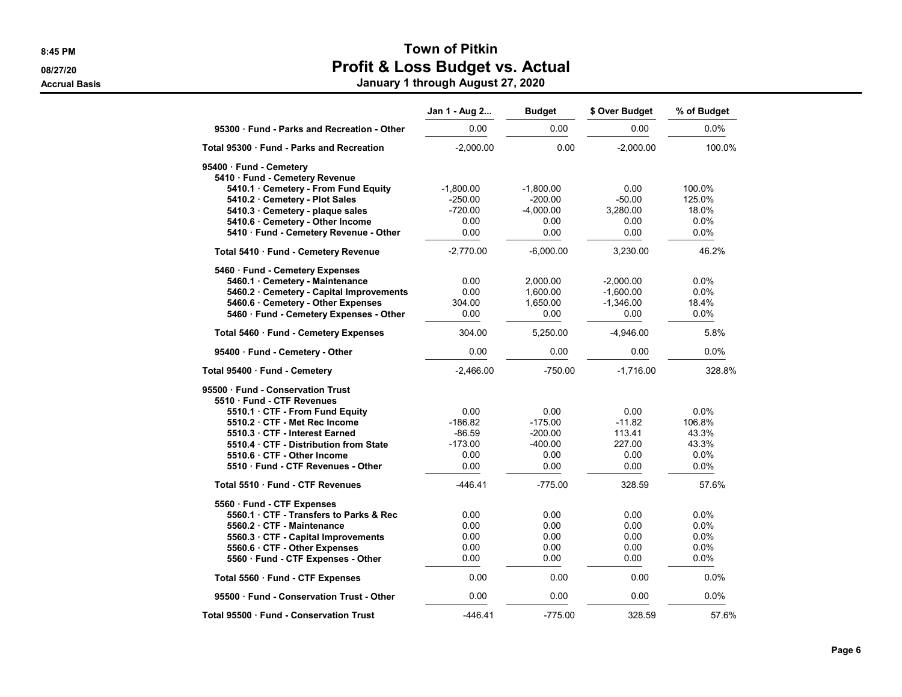# Town of Pitkin

## Profit & Loss Budget vs. Actual

### January 1 through August 27, 2020

8:45 PM
08/27/20
Accrual Basis

| | Jan 1 - Aug 2... | Budget | $ Over Budget | % of Budget |
|---|---|---|---|---|
| 95300 · Fund - Parks and Recreation - Other | 0.00 | 0.00 | 0.00 | 0.0% |
| **Total 95300 · Fund - Parks and Recreation** | -2,000.00 | 0.00 | -2,000.00 | 100.0% |
| **95400 · Fund - Cemetery** | | | | |
| 5410 · Fund - Cemetery Revenue | | | | |
| 5410.1 · Cemetery - From Fund Equity | -1,800.00 | -1,800.00 | 0.00 | 100.0% |
| 5410.2 · Cemetery - Plot Sales | -250.00 | -200.00 | -50.00 | 125.0% |
| 5410.3 · Cemetery - plaque sales | -720.00 | -4,000.00 | 3,280.00 | 18.0% |
| 5410.6 · Cemetery - Other Income | 0.00 | 0.00 | 0.00 | 0.0% |
| 5410 · Fund - Cemetery Revenue - Other | 0.00 | 0.00 | 0.00 | 0.0% |
| Total 5410 · Fund - Cemetery Revenue | -2,770.00 | -6,000.00 | 3,230.00 | 46.2% |
| 5460 · Fund - Cemetery Expenses | | | | |
| 5460.1 · Cemetery - Maintenance | 0.00 | 2,000.00 | -2,000.00 | 0.0% |
| 5460.2 · Cemetery - Capital Improvements | 0.00 | 1,600.00 | -1,600.00 | 0.0% |
| 5460.6 · Cemetery - Other Expenses | 304.00 | 1,650.00 | -1,346.00 | 18.4% |
| 5460 · Fund - Cemetery Expenses - Other | 0.00 | 0.00 | 0.00 | 0.0% |
| Total 5460 · Fund - Cemetery Expenses | 304.00 | 5,250.00 | -4,946.00 | 5.8% |
| 95400 · Fund - Cemetery - Other | 0.00 | 0.00 | 0.00 | 0.0% |
| **Total 95400 · Fund - Cemetery** | -2,466.00 | -750.00 | -1,716.00 | 328.8% |
| **95500 · Fund - Conservation Trust** | | | | |
| 5510 · Fund - CTF Revenues | | | | |
| 5510.1 · CTF - From Fund Equity | 0.00 | 0.00 | 0.00 | 0.0% |
| 5510.2 · CTF - Met Rec Income | -186.82 | -175.00 | -11.82 | 106.8% |
| 5510.3 · CTF - Interest Earned | -86.59 | -200.00 | 113.41 | 43.3% |
| 5510.4 · CTF - Distribution from State | -173.00 | -400.00 | 227.00 | 43.3% |
| 5510.6 · CTF - Other Income | 0.00 | 0.00 | 0.00 | 0.0% |
| 5510 · Fund - CTF Revenues - Other | 0.00 | 0.00 | 0.00 | 0.0% |
| Total 5510 · Fund - CTF Revenues | -446.41 | -775.00 | 328.59 | 57.6% |
| 5560 · Fund - CTF Expenses | | | | |
| 5560.1 · CTF - Transfers to Parks & Rec | 0.00 | 0.00 | 0.00 | 0.0% |
| 5560.2 · CTF - Maintenance | 0.00 | 0.00 | 0.00 | 0.0% |
| 5560.3 · CTF - Capital Improvements | 0.00 | 0.00 | 0.00 | 0.0% |
| 5560.6 · CTF - Other Expenses | 0.00 | 0.00 | 0.00 | 0.0% |
| 5560 · Fund - CTF Expenses - Other | 0.00 | 0.00 | 0.00 | 0.0% |
| Total 5560 · Fund - CTF Expenses | 0.00 | 0.00 | 0.00 | 0.0% |
| 95500 · Fund - Conservation Trust - Other | 0.00 | 0.00 | 0.00 | 0.0% |
| **Total 95500 · Fund - Conservation Trust** | -446.41 | -775.00 | 328.59 | 57.6% |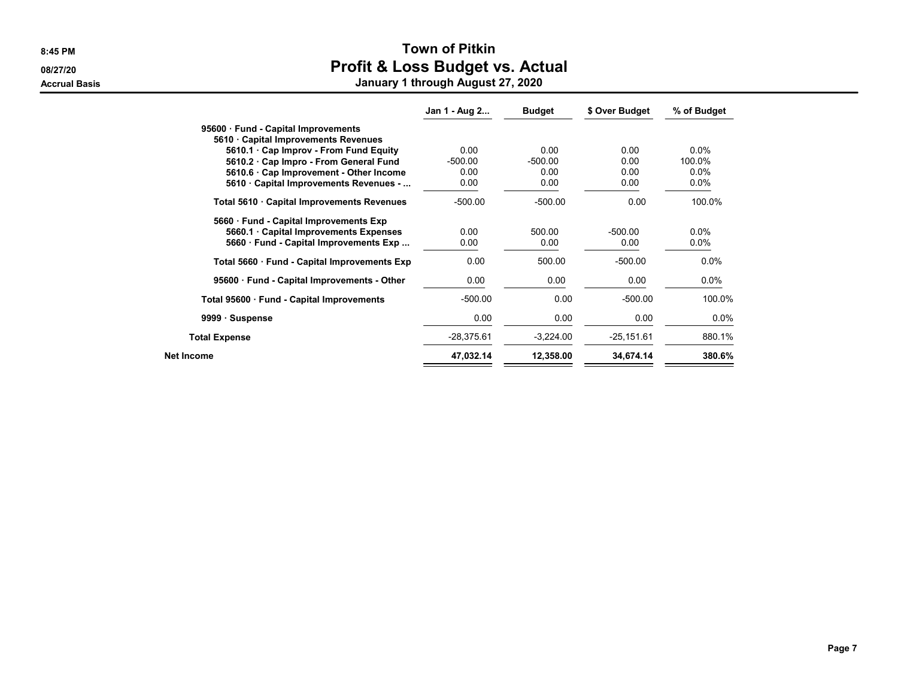# Town of Pitkin
## Profit & Loss Budget vs. Actual
### January 1 through August 27, 2020

8:45 PM
08/27/20
Accrual Basis

| | Jan 1 - Aug 2... | Budget | $ Over Budget | % of Budget |
|---|---|---|---|---|
| 95600 · Fund - Capital Improvements | | | | |
| 5610 · Capital Improvements Revenues | | | | |
| 5610.1 · Cap Improv - From Fund Equity | 0.00 | 0.00 | 0.00 | 0.0% |
| 5610.2 · Cap Impro - From General Fund | -500.00 | -500.00 | 0.00 | 100.0% |
| 5610.6 · Cap Improvement - Other Income | 0.00 | 0.00 | 0.00 | 0.0% |
| 5610 · Capital Improvements Revenues - ... | 0.00 | 0.00 | 0.00 | 0.0% |
| Total 5610 · Capital Improvements Revenues | -500.00 | -500.00 | 0.00 | 100.0% |
| 5660 · Fund - Capital Improvements Exp | | | | |
| 5660.1 · Capital Improvements Expenses | 0.00 | 500.00 | -500.00 | 0.0% |
| 5660 · Fund - Capital Improvements Exp ... | 0.00 | 0.00 | 0.00 | 0.0% |
| Total 5660 · Fund - Capital Improvements Exp | 0.00 | 500.00 | -500.00 | 0.0% |
| 95600 · Fund - Capital Improvements - Other | 0.00 | 0.00 | 0.00 | 0.0% |
| Total 95600 · Fund - Capital Improvements | -500.00 | 0.00 | -500.00 | 100.0% |
| 9999 · Suspense | 0.00 | 0.00 | 0.00 | 0.0% |
| Total Expense | -28,375.61 | -3,224.00 | -25,151.61 | 880.1% |
| **Net Income** | **47,032.14** | **12,358.00** | **34,674.14** | **380.6%** |